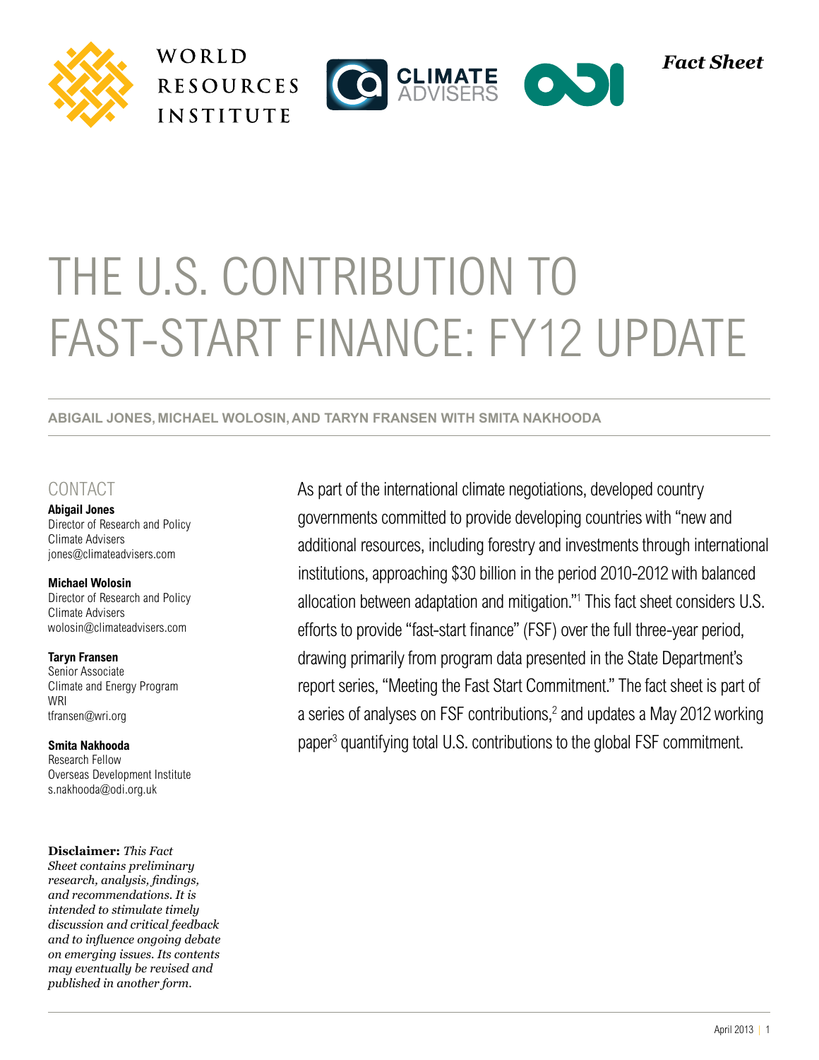WORLD RESOURCES INSTITUTE

CLIMATE ADVISERS

ODI

*Fact Sheet*

# THE U.S. CONTRIBUTION TO FAST-START FINANCE: FY12 UPDATE

**ABIGAIL JONES, MICHAEL WOLOSIN, AND TARYN FRANSEN WITH SMITA NAKHOODA**

## CONTACT

**Abigail Jones**
Director of Research and Policy
Climate Advisers
jones@climateadvisers.com

**Michael Wolosin**
Director of Research and Policy
Climate Advisers
wolosin@climateadvisers.com

**Taryn Fransen**
Senior Associate
Climate and Energy Program
WRI
tfransen@wri.org

**Smita Nakhooda**
Research Fellow
Overseas Development Institute
s.nakhooda@odi.org.uk

**Disclaimer:** *This Fact Sheet contains preliminary research, analysis, findings, and recommendations. It is intended to stimulate timely discussion and critical feedback and to influence ongoing debate on emerging issues. Its contents may eventually be revised and published in another form.*

As part of the international climate negotiations, developed country governments committed to provide developing countries with "new and additional resources, including forestry and investments through international institutions, approaching $30 billion in the period 2010-2012 with balanced allocation between adaptation and mitigation."[1] This fact sheet considers U.S. efforts to provide "fast-start finance" (FSF) over the full three-year period, drawing primarily from program data presented in the State Department's report series, "Meeting the Fast Start Commitment." The fact sheet is part of a series of analyses on FSF contributions,[2] and updates a May 2012 working paper[3] quantifying total U.S. contributions to the global FSF commitment.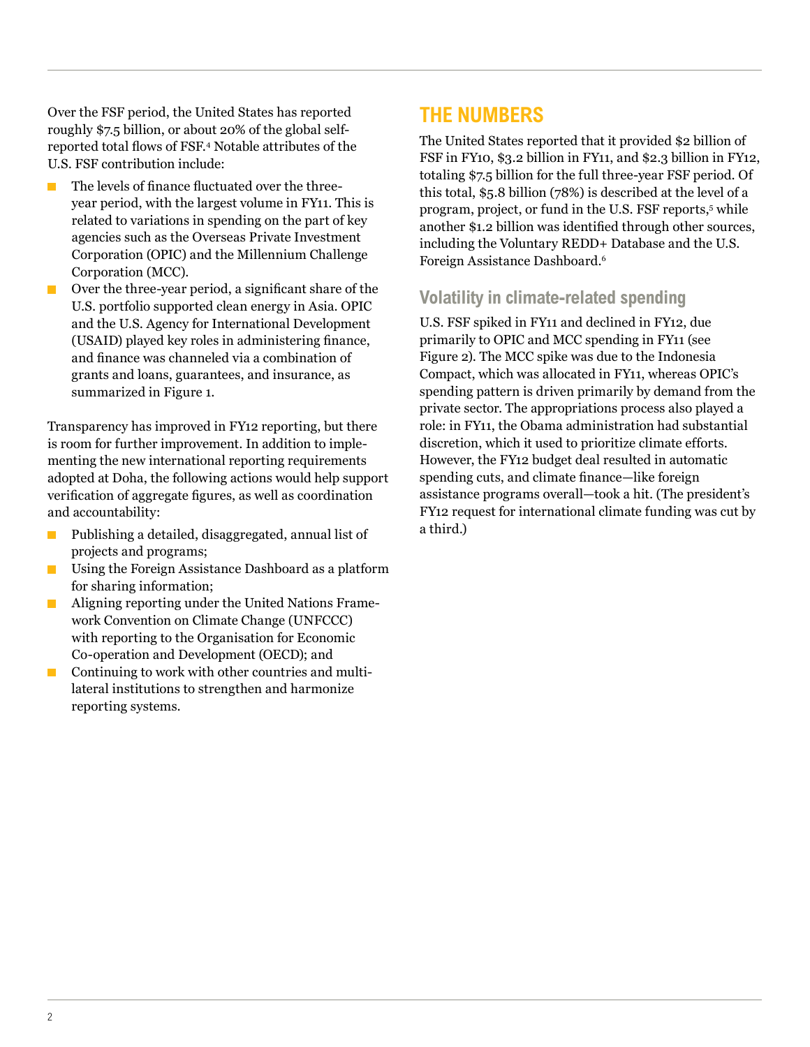Over the FSF period, the United States has reported roughly $7.5 billion, or about 20% of the global self-reported total flows of FSF.[4] Notable attributes of the U.S. FSF contribution include:

- The levels of finance fluctuated over the three-year period, with the largest volume in FY11. This is related to variations in spending on the part of key agencies such as the Overseas Private Investment Corporation (OPIC) and the Millennium Challenge Corporation (MCC).
- Over the three-year period, a significant share of the U.S. portfolio supported clean energy in Asia. OPIC and the U.S. Agency for International Development (USAID) played key roles in administering finance, and finance was channeled via a combination of grants and loans, guarantees, and insurance, as summarized in Figure 1.

Transparency has improved in FY12 reporting, but there is room for further improvement. In addition to implementing the new international reporting requirements adopted at Doha, the following actions would help support verification of aggregate figures, as well as coordination and accountability:

- Publishing a detailed, disaggregated, annual list of projects and programs;
- Using the Foreign Assistance Dashboard as a platform for sharing information;
- Aligning reporting under the United Nations Framework Convention on Climate Change (UNFCCC) with reporting to the Organisation for Economic Co-operation and Development (OECD); and
- Continuing to work with other countries and multilateral institutions to strengthen and harmonize reporting systems.

## THE NUMBERS

The United States reported that it provided $2 billion of FSF in FY10, $3.2 billion in FY11, and $2.3 billion in FY12, totaling $7.5 billion for the full three-year FSF period. Of this total, $5.8 billion (78%) is described at the level of a program, project, or fund in the U.S. FSF reports,[5] while another $1.2 billion was identified through other sources, including the Voluntary REDD+ Database and the U.S. Foreign Assistance Dashboard.[6]

### Volatility in climate-related spending

U.S. FSF spiked in FY11 and declined in FY12, due primarily to OPIC and MCC spending in FY11 (see Figure 2). The MCC spike was due to the Indonesia Compact, which was allocated in FY11, whereas OPIC's spending pattern is driven primarily by demand from the private sector. The appropriations process also played a role: in FY11, the Obama administration had substantial discretion, which it used to prioritize climate efforts. However, the FY12 budget deal resulted in automatic spending cuts, and climate finance—like foreign assistance programs overall—took a hit. (The president's FY12 request for international climate funding was cut by a third.)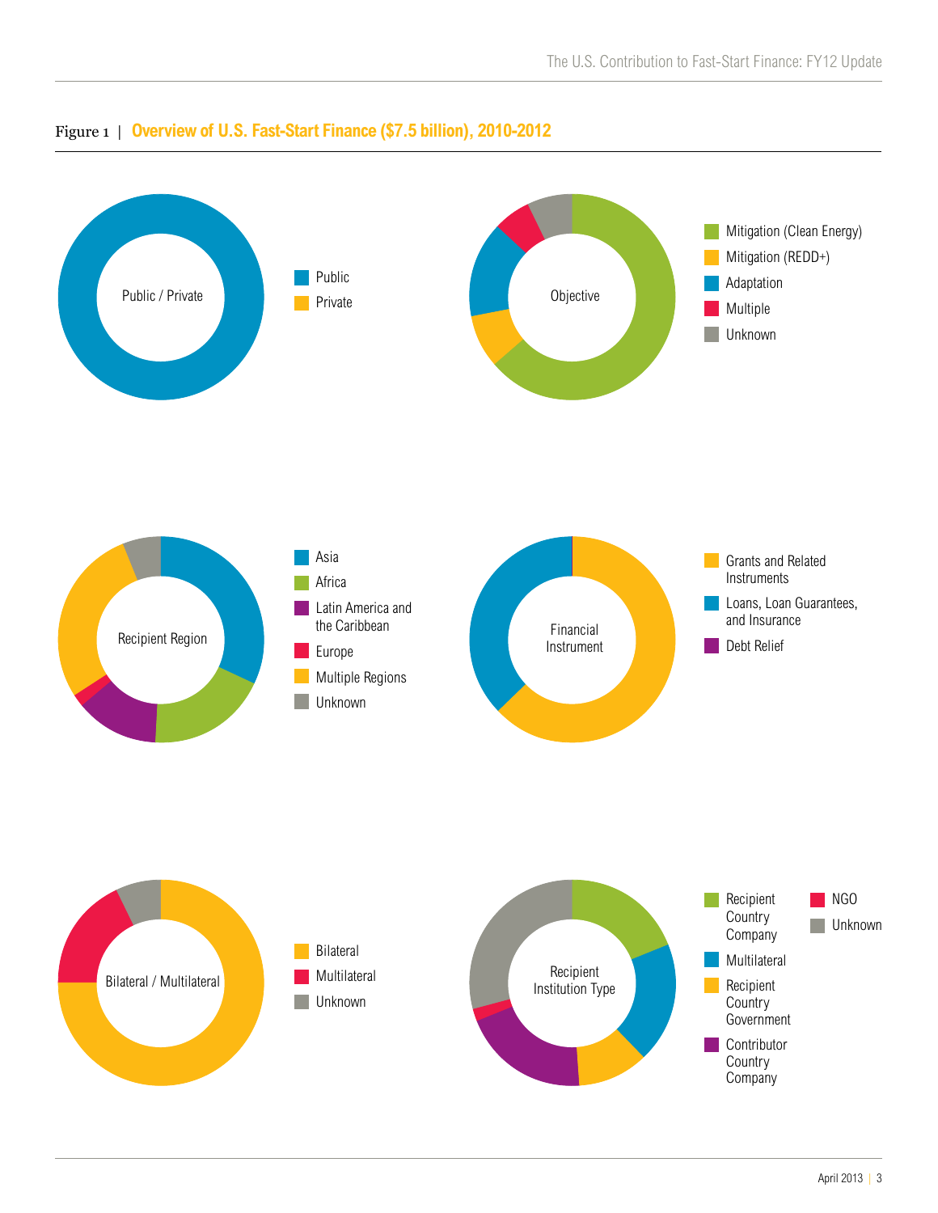Figure 1 | **Overview of U.S. Fast-Start Finance ($7.5 billion), 2010-2012**

Public / Private

- Public
- Private

Objective

- Mitigation (Clean Energy)
- Mitigation (REDD+)
- Adaptation
- Multiple
- Unknown

Recipient Region

- Asia
- Africa
- Latin America and the Caribbean
- Europe
- Multiple Regions
- Unknown

Financial Instrument

- Grants and Related Instruments
- Loans, Loan Guarantees, and Insurance
- Debt Relief

Bilateral / Multilateral

- Bilateral
- Multilateral
- Unknown

Recipient Institution Type

- Recipient Country Company
- Multilateral
- Recipient Country Government
- Contributor Country Company
- NGO
- Unknown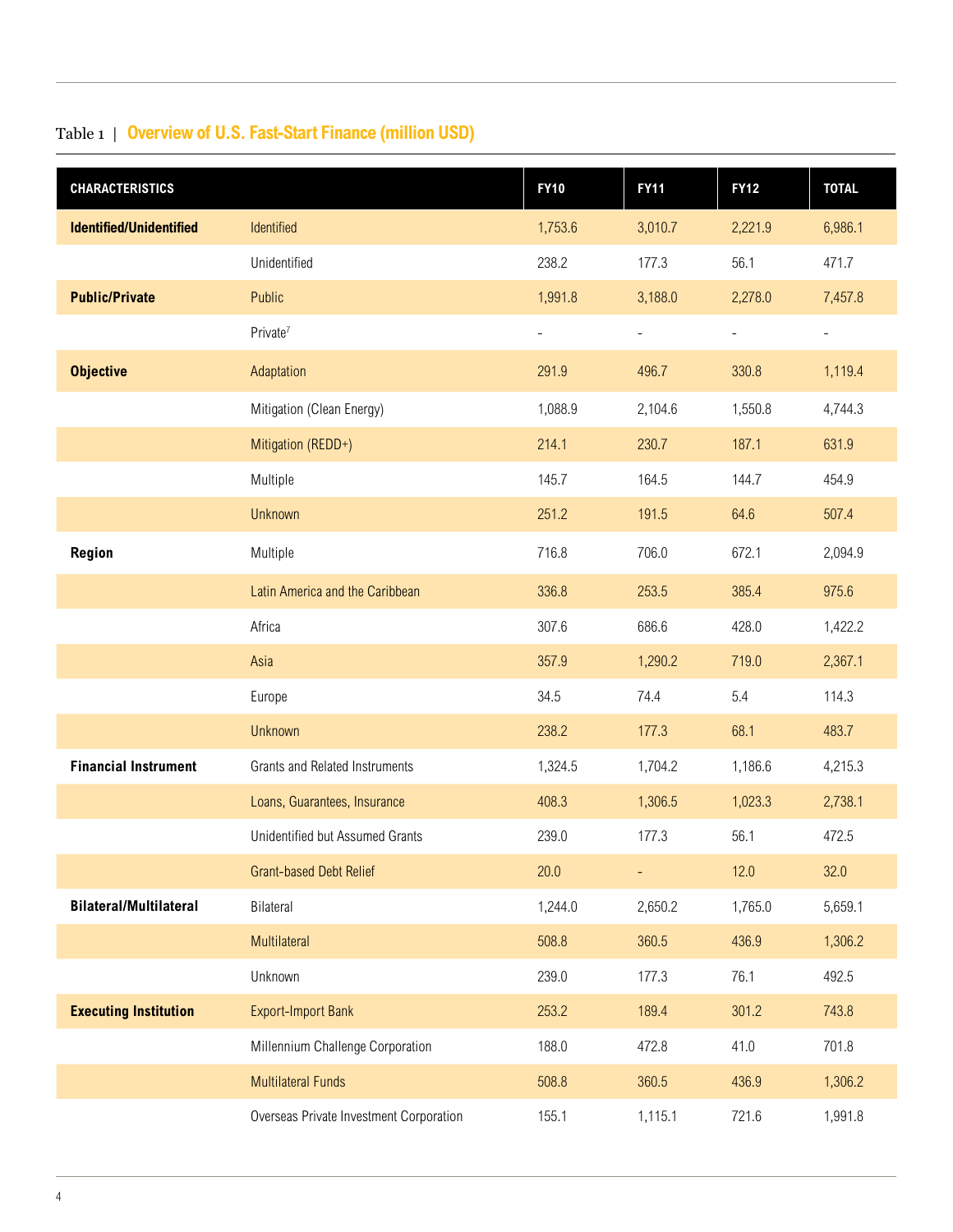Table 1 | **Overview of U.S. Fast-Start Finance (million USD)**

| CHARACTERISTICS | | FY10 | FY11 | FY12 | TOTAL |
|---|---|---|---|---|---|
| **Identified/Unidentified** | Identified | 1,753.6 | 3,010.7 | 2,221.9 | 6,986.1 |
| | Unidentified | 238.2 | 177.3 | 56.1 | 471.7 |
| **Public/Private** | Public | 1,991.8 | 3,188.0 | 2,278.0 | 7,457.8 |
| | Private[7] | - | - | - | - |
| **Objective** | Adaptation | 291.9 | 496.7 | 330.8 | 1,119.4 |
| | Mitigation (Clean Energy) | 1,088.9 | 2,104.6 | 1,550.8 | 4,744.3 |
| | Mitigation (REDD+) | 214.1 | 230.7 | 187.1 | 631.9 |
| | Multiple | 145.7 | 164.5 | 144.7 | 454.9 |
| | Unknown | 251.2 | 191.5 | 64.6 | 507.4 |
| **Region** | Multiple | 716.8 | 706.0 | 672.1 | 2,094.9 |
| | Latin America and the Caribbean | 336.8 | 253.5 | 385.4 | 975.6 |
| | Africa | 307.6 | 686.6 | 428.0 | 1,422.2 |
| | Asia | 357.9 | 1,290.2 | 719.0 | 2,367.1 |
| | Europe | 34.5 | 74.4 | 5.4 | 114.3 |
| | Unknown | 238.2 | 177.3 | 68.1 | 483.7 |
| **Financial Instrument** | Grants and Related Instruments | 1,324.5 | 1,704.2 | 1,186.6 | 4,215.3 |
| | Loans, Guarantees, Insurance | 408.3 | 1,306.5 | 1,023.3 | 2,738.1 |
| | Unidentified but Assumed Grants | 239.0 | 177.3 | 56.1 | 472.5 |
| | Grant-based Debt Relief | 20.0 | - | 12.0 | 32.0 |
| **Bilateral/Multilateral** | Bilateral | 1,244.0 | 2,650.2 | 1,765.0 | 5,659.1 |
| | Multilateral | 508.8 | 360.5 | 436.9 | 1,306.2 |
| | Unknown | 239.0 | 177.3 | 76.1 | 492.5 |
| **Executing Institution** | Export-Import Bank | 253.2 | 189.4 | 301.2 | 743.8 |
| | Millennium Challenge Corporation | 188.0 | 472.8 | 41.0 | 701.8 |
| | Multilateral Funds | 508.8 | 360.5 | 436.9 | 1,306.2 |
| | Overseas Private Investment Corporation | 155.1 | 1,115.1 | 721.6 | 1,991.8 |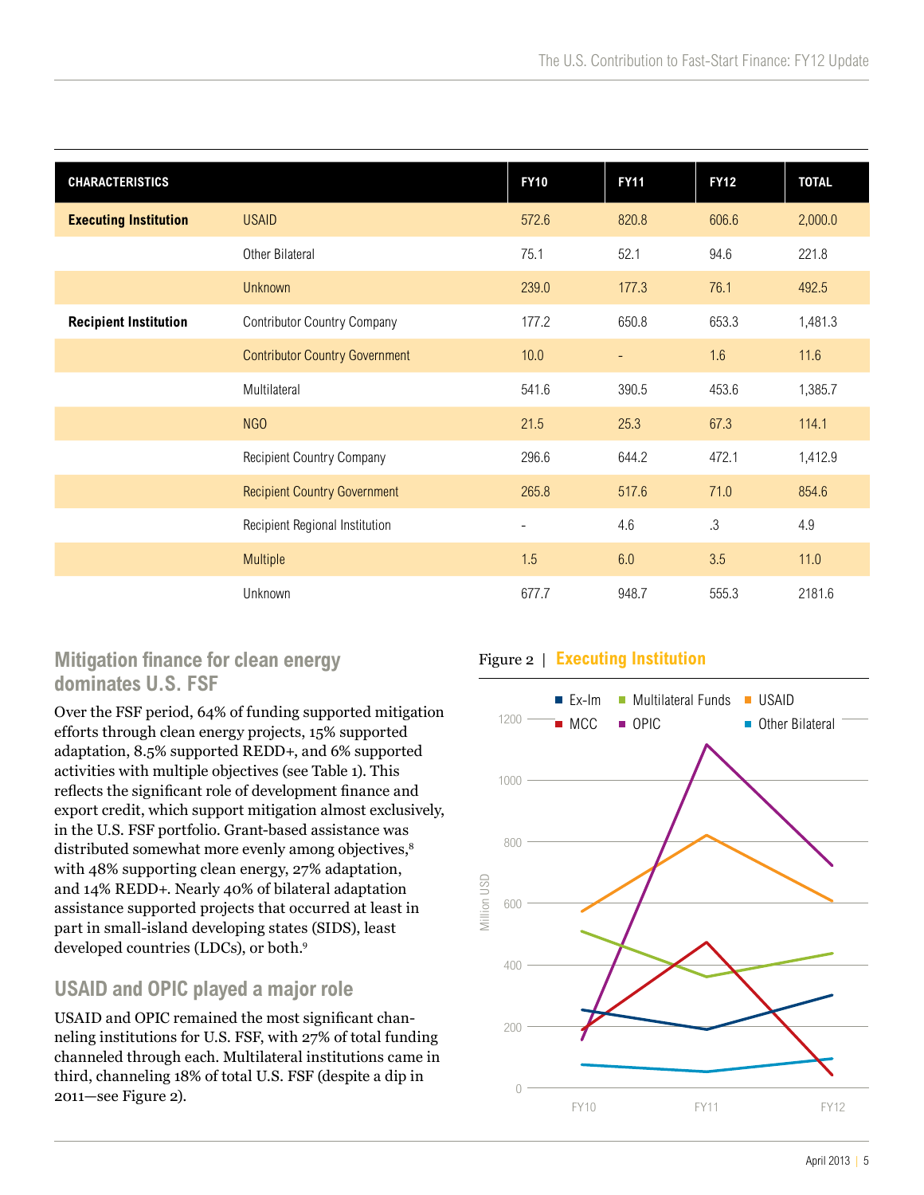| CHARACTERISTICS | | FY10 | FY11 | FY12 | TOTAL |
|---|---|---|---|---|---|
| **Executing Institution** | USAID | 572.6 | 820.8 | 606.6 | 2,000.0 |
| | Other Bilateral | 75.1 | 52.1 | 94.6 | 221.8 |
| | Unknown | 239.0 | 177.3 | 76.1 | 492.5 |
| **Recipient Institution** | Contributor Country Company | 177.2 | 650.8 | 653.3 | 1,481.3 |
| | Contributor Country Government | 10.0 | - | 1.6 | 11.6 |
| | Multilateral | 541.6 | 390.5 | 453.6 | 1,385.7 |
| | NGO | 21.5 | 25.3 | 67.3 | 114.1 |
| | Recipient Country Company | 296.6 | 644.2 | 472.1 | 1,412.9 |
| | Recipient Country Government | 265.8 | 517.6 | 71.0 | 854.6 |
| | Recipient Regional Institution | - | 4.6 | .3 | 4.9 |
| | Multiple | 1.5 | 6.0 | 3.5 | 11.0 |
| | Unknown | 677.7 | 948.7 | 555.3 | 2181.6 |

## Mitigation finance for clean energy dominates U.S. FSF

Over the FSF period, 64% of funding supported mitigation efforts through clean energy projects, 15% supported adaptation, 8.5% supported REDD+, and 6% supported activities with multiple objectives (see Table 1). This reflects the significant role of development finance and export credit, which support mitigation almost exclusively, in the U.S. FSF portfolio. Grant-based assistance was distributed somewhat more evenly among objectives,[8] with 48% supporting clean energy, 27% adaptation, and 14% REDD+. Nearly 40% of bilateral adaptation assistance supported projects that occurred at least in part in small-island developing states (SIDS), least developed countries (LDCs), or both.[9]

## USAID and OPIC played a major role

USAID and OPIC remained the most significant channeling institutions for U.S. FSF, with 27% of total funding channeled through each. Multilateral institutions came in third, channeling 18% of total U.S. FSF (despite a dip in 2011—see Figure 2).

Figure 2 | **Executing Institution**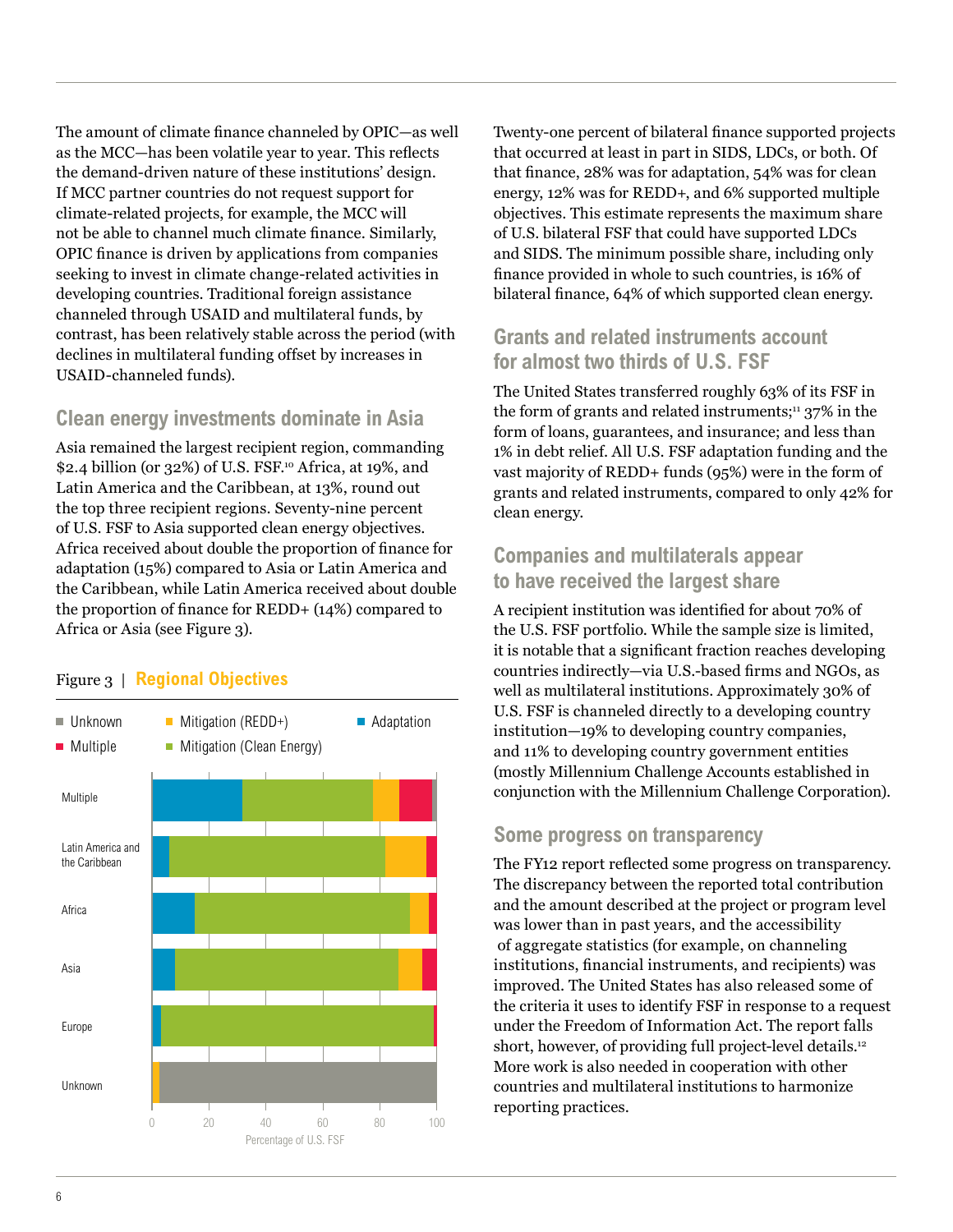The amount of climate finance channeled by OPIC—as well as the MCC—has been volatile year to year. This reflects the demand-driven nature of these institutions' design. If MCC partner countries do not request support for climate-related projects, for example, the MCC will not be able to channel much climate finance. Similarly, OPIC finance is driven by applications from companies seeking to invest in climate change-related activities in developing countries. Traditional foreign assistance channeled through USAID and multilateral funds, by contrast, has been relatively stable across the period (with declines in multilateral funding offset by increases in USAID-channeled funds).

## Clean energy investments dominate in Asia

Asia remained the largest recipient region, commanding $2.4 billion (or 32%) of U.S. FSF.[10] Africa, at 19%, and Latin America and the Caribbean, at 13%, round out the top three recipient regions. Seventy-nine percent of U.S. FSF to Asia supported clean energy objectives. Africa received about double the proportion of finance for adaptation (15%) compared to Asia or Latin America and the Caribbean, while Latin America received about double the proportion of finance for REDD+ (14%) compared to Africa or Asia (see Figure 3).

Figure 3 | **Regional Objectives**

Legend: Unknown; Mitigation (REDD+); Adaptation; Multiple; Mitigation (Clean Energy)

Regions: Multiple; Latin America and the Caribbean; Africa; Asia; Europe; Unknown

Percentage of U.S. FSF (0, 20, 40, 60, 80, 100)

Twenty-one percent of bilateral finance supported projects that occurred at least in part in SIDS, LDCs, or both. Of that finance, 28% was for adaptation, 54% was for clean energy, 12% was for REDD+, and 6% supported multiple objectives. This estimate represents the maximum share of U.S. bilateral FSF that could have supported LDCs and SIDS. The minimum possible share, including only finance provided in whole to such countries, is 16% of bilateral finance, 64% of which supported clean energy.

## Grants and related instruments account for almost two thirds of U.S. FSF

The United States transferred roughly 63% of its FSF in the form of grants and related instruments;[11] 37% in the form of loans, guarantees, and insurance; and less than 1% in debt relief. All U.S. FSF adaptation funding and the vast majority of REDD+ funds (95%) were in the form of grants and related instruments, compared to only 42% for clean energy.

## Companies and multilaterals appear to have received the largest share

A recipient institution was identified for about 70% of the U.S. FSF portfolio. While the sample size is limited, it is notable that a significant fraction reaches developing countries indirectly—via U.S.-based firms and NGOs, as well as multilateral institutions. Approximately 30% of U.S. FSF is channeled directly to a developing country institution—19% to developing country companies, and 11% to developing country government entities (mostly Millennium Challenge Accounts established in conjunction with the Millennium Challenge Corporation).

## Some progress on transparency

The FY12 report reflected some progress on transparency. The discrepancy between the reported total contribution and the amount described at the project or program level was lower than in past years, and the accessibility of aggregate statistics (for example, on channeling institutions, financial instruments, and recipients) was improved. The United States has also released some of the criteria it uses to identify FSF in response to a request under the Freedom of Information Act. The report falls short, however, of providing full project-level details.[12] More work is also needed in cooperation with other countries and multilateral institutions to harmonize reporting practices.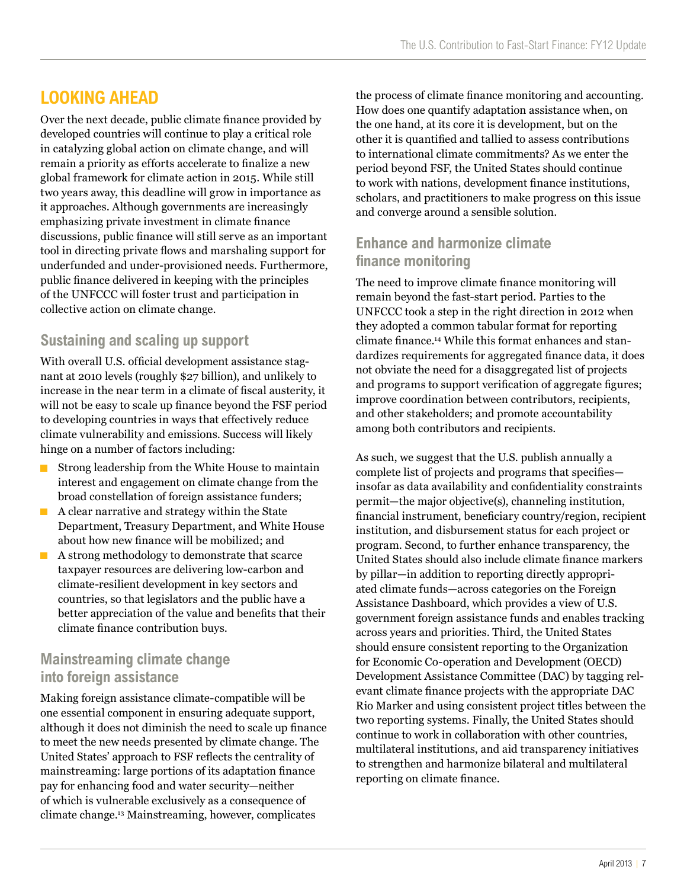## LOOKING AHEAD

Over the next decade, public climate finance provided by developed countries will continue to play a critical role in catalyzing global action on climate change, and will remain a priority as efforts accelerate to finalize a new global framework for climate action in 2015. While still two years away, this deadline will grow in importance as it approaches. Although governments are increasingly emphasizing private investment in climate finance discussions, public finance will still serve as an important tool in directing private flows and marshaling support for underfunded and under-provisioned needs. Furthermore, public finance delivered in keeping with the principles of the UNFCCC will foster trust and participation in collective action on climate change.

### Sustaining and scaling up support

With overall U.S. official development assistance stagnant at 2010 levels (roughly $27 billion), and unlikely to increase in the near term in a climate of fiscal austerity, it will not be easy to scale up finance beyond the FSF period to developing countries in ways that effectively reduce climate vulnerability and emissions. Success will likely hinge on a number of factors including:

- Strong leadership from the White House to maintain interest and engagement on climate change from the broad constellation of foreign assistance funders;
- A clear narrative and strategy within the State Department, Treasury Department, and White House about how new finance will be mobilized; and
- A strong methodology to demonstrate that scarce taxpayer resources are delivering low-carbon and climate-resilient development in key sectors and countries, so that legislators and the public have a better appreciation of the value and benefits that their climate finance contribution buys.

### Mainstreaming climate change into foreign assistance

Making foreign assistance climate-compatible will be one essential component in ensuring adequate support, although it does not diminish the need to scale up finance to meet the new needs presented by climate change. The United States' approach to FSF reflects the centrality of mainstreaming: large portions of its adaptation finance pay for enhancing food and water security—neither of which is vulnerable exclusively as a consequence of climate change.[13] Mainstreaming, however, complicates the process of climate finance monitoring and accounting. How does one quantify adaptation assistance when, on the one hand, at its core it is development, but on the other it is quantified and tallied to assess contributions to international climate commitments? As we enter the period beyond FSF, the United States should continue to work with nations, development finance institutions, scholars, and practitioners to make progress on this issue and converge around a sensible solution.

### Enhance and harmonize climate finance monitoring

The need to improve climate finance monitoring will remain beyond the fast-start period. Parties to the UNFCCC took a step in the right direction in 2012 when they adopted a common tabular format for reporting climate finance.[14] While this format enhances and standardizes requirements for aggregated finance data, it does not obviate the need for a disaggregated list of projects and programs to support verification of aggregate figures; improve coordination between contributors, recipients, and other stakeholders; and promote accountability among both contributors and recipients.

As such, we suggest that the U.S. publish annually a complete list of projects and programs that specifies—insofar as data availability and confidentiality constraints permit—the major objective(s), channeling institution, financial instrument, beneficiary country/region, recipient institution, and disbursement status for each project or program. Second, to further enhance transparency, the United States should also include climate finance markers by pillar—in addition to reporting directly appropriated climate funds—across categories on the Foreign Assistance Dashboard, which provides a view of U.S. government foreign assistance funds and enables tracking across years and priorities. Third, the United States should ensure consistent reporting to the Organization for Economic Co-operation and Development (OECD) Development Assistance Committee (DAC) by tagging relevant climate finance projects with the appropriate DAC Rio Marker and using consistent project titles between the two reporting systems. Finally, the United States should continue to work in collaboration with other countries, multilateral institutions, and aid transparency initiatives to strengthen and harmonize bilateral and multilateral reporting on climate finance.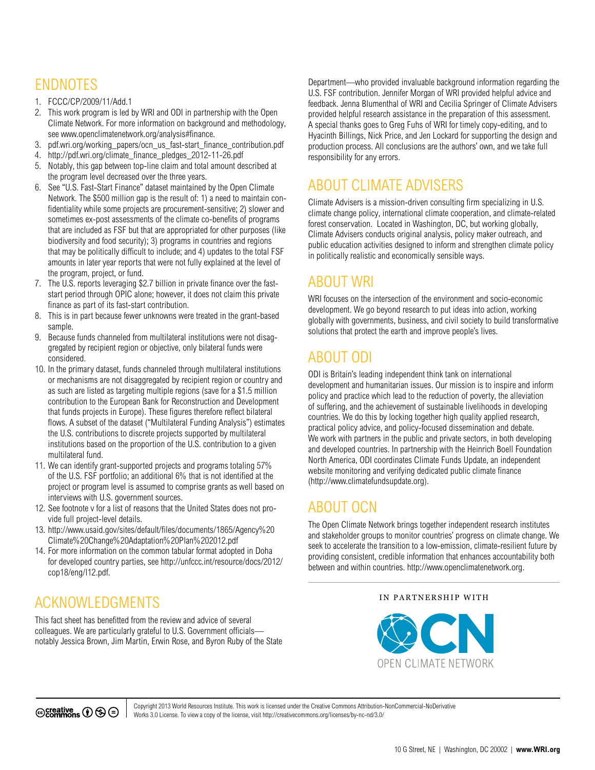## ENDNOTES

1. FCCC/CP/2009/11/Add.1
2. This work program is led by WRI and ODI in partnership with the Open Climate Network. For more information on background and methodology, see www.openclimatenetwork.org/analysis#finance.
3. pdf.wri.org/working_papers/ocn_us_fast-start_finance_contribution.pdf
4. http://pdf.wri.org/climate_finance_pledges_2012-11-26.pdf
5. Notably, this gap between top-line claim and total amount described at the program level decreased over the three years.
6. See "U.S. Fast-Start Finance" dataset maintained by the Open Climate Network. The $500 million gap is the result of: 1) a need to maintain confidentiality while some projects are procurement-sensitive; 2) slower and sometimes ex-post assessments of the climate co-benefits of programs that are included as FSF but that are appropriated for other purposes (like biodiversity and food security); 3) programs in countries and regions that may be politically difficult to include; and 4) updates to the total FSF amounts in later year reports that were not fully explained at the level of the program, project, or fund.
7. The U.S. reports leveraging $2.7 billion in private finance over the fast-start period through OPIC alone; however, it does not claim this private finance as part of its fast-start contribution.
8. This is in part because fewer unknowns were treated in the grant-based sample.
9. Because funds channeled from multilateral institutions were not disaggregated by recipient region or objective, only bilateral funds were considered.
10. In the primary dataset, funds channeled through multilateral institutions or mechanisms are not disaggregated by recipient region or country and as such are listed as targeting multiple regions (save for a $1.5 million contribution to the European Bank for Reconstruction and Development that funds projects in Europe). These figures therefore reflect bilateral flows. A subset of the dataset ("Multilateral Funding Analysis") estimates the U.S. contributions to discrete projects supported by multilateral institutions based on the proportion of the U.S. contribution to a given multilateral fund.
11. We can identify grant-supported projects and programs totaling 57% of the U.S. FSF portfolio; an additional 6% that is not identified at the project or program level is assumed to comprise grants as well based on interviews with U.S. government sources.
12. See footnote v for a list of reasons that the United States does not provide full project-level details.
13. http://www.usaid.gov/sites/default/files/documents/1865/Agency%20Climate%20Change%20Adaptation%20Plan%202012.pdf
14. For more information on the common tabular format adopted in Doha for developed country parties, see http://unfccc.int/resource/docs/2012/cop18/eng/l12.pdf.

## ACKNOWLEDGMENTS

This fact sheet has benefitted from the review and advice of several colleagues. We are particularly grateful to U.S. Government officials—notably Jessica Brown, Jim Martin, Erwin Rose, and Byron Ruby of the State Department—who provided invaluable background information regarding the U.S. FSF contribution. Jennifer Morgan of WRI provided helpful advice and feedback. Jenna Blumenthal of WRI and Cecilia Springer of Climate Advisers provided helpful research assistance in the preparation of this assessment. A special thanks goes to Greg Fuhs of WRI for timely copy-editing, and to Hyacinth Billings, Nick Price, and Jen Lockard for supporting the design and production process. All conclusions are the authors' own, and we take full responsibility for any errors.

## ABOUT CLIMATE ADVISERS

Climate Advisers is a mission-driven consulting firm specializing in U.S. climate change policy, international climate cooperation, and climate-related forest conservation. Located in Washington, DC, but working globally, Climate Advisers conducts original analysis, policy maker outreach, and public education activities designed to inform and strengthen climate policy in politically realistic and economically sensible ways.

## ABOUT WRI

WRI focuses on the intersection of the environment and socio-economic development. We go beyond research to put ideas into action, working globally with governments, business, and civil society to build transformative solutions that protect the earth and improve people's lives.

## ABOUT ODI

ODI is Britain's leading independent think tank on international development and humanitarian issues. Our mission is to inspire and inform policy and practice which lead to the reduction of poverty, the alleviation of suffering, and the achievement of sustainable livelihoods in developing countries. We do this by locking together high quality applied research, practical policy advice, and policy-focused dissemination and debate. We work with partners in the public and private sectors, in both developing and developed countries. In partnership with the Heinrich Boell Foundation North America, ODI coordinates Climate Funds Update, an independent website monitoring and verifying dedicated public climate finance (http://www.climatefundsupdate.org).

## ABOUT OCN

The Open Climate Network brings together independent research institutes and stakeholder groups to monitor countries' progress on climate change. We seek to accelerate the transition to a low-emission, climate-resilient future by providing consistent, credible information that enhances accountability both between and within countries. http://www.openclimatenetwork.org.

IN PARTNERSHIP WITH

OCN
OPEN CLIMATE NETWORK

Copyright 2013 World Resources Institute. This work is licensed under the Creative Commons Attribution-NonCommercial-NoDerivative Works 3.0 License. To view a copy of the license, visit http://creativecommons.org/licenses/by-nc-nd/3.0/

10 G Street, NE | Washington, DC 20002 | **www.WRI.org**